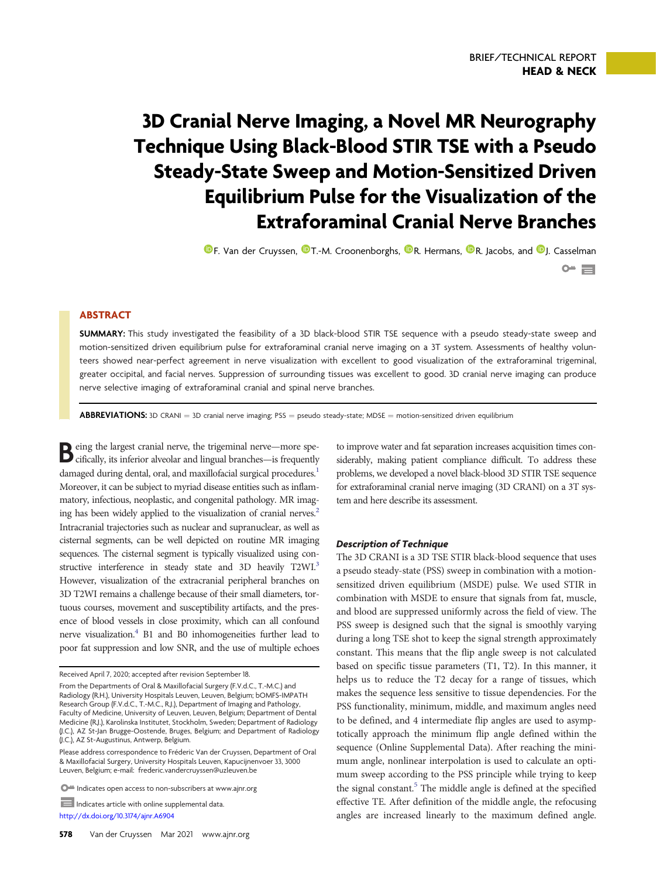BRIEF/TECHNICAL REPORT
**HEAD & NECK**

# 3D Cranial Nerve Imaging, a Novel MR Neurography Technique Using Black-Blood STIR TSE with a Pseudo Steady-State Sweep and Motion-Sensitized Driven Equilibrium Pulse for the Visualization of the Extraforaminal Cranial Nerve Branches

F. Van der Cruyssen, T.-M. Croonenborghs, R. Hermans, R. Jacobs, and J. Casselman

## ABSTRACT

**SUMMARY:** This study investigated the feasibility of a 3D black-blood STIR TSE sequence with a pseudo steady-state sweep and motion-sensitized driven equilibrium pulse for extraforaminal cranial nerve imaging on a 3T system. Assessments of healthy volunteers showed near-perfect agreement in nerve visualization with excellent to good visualization of the extraforaminal trigeminal, greater occipital, and facial nerves. Suppression of surrounding tissues was excellent to good. 3D cranial nerve imaging can produce nerve selective imaging of extraforaminal cranial and spinal nerve branches.

**ABBREVIATIONS:** 3D CRANI = 3D cranial nerve imaging; PSS = pseudo steady-state; MDSE = motion-sensitized driven equilibrium

Being the largest cranial nerve, the trigeminal nerve—more specifically, its inferior alveolar and lingual branches—is frequently damaged during dental, oral, and maxillofacial surgical procedures.[1] Moreover, it can be subject to myriad disease entities such as inflammatory, infectious, neoplastic, and congenital pathology. MR imaging has been widely applied to the visualization of cranial nerves.[2] Intracranial trajectories such as nuclear and supranuclear, as well as cisternal segments, can be well depicted on routine MR imaging sequences. The cisternal segment is typically visualized using constructive interference in steady state and 3D heavily T2WI.[3] However, visualization of the extracranial peripheral branches on 3D T2WI remains a challenge because of their small diameters, tortuous courses, movement and susceptibility artifacts, and the presence of blood vessels in close proximity, which can all confound nerve visualization.[4] B1 and B0 inhomogeneities further lead to poor fat suppression and low SNR, and the use of multiple echoes to improve water and fat separation increases acquisition times considerably, making patient compliance difficult. To address these problems, we developed a novel black-blood 3D STIR TSE sequence for extraforaminal cranial nerve imaging (3D CRANI) on a 3T system and here describe its assessment.

Received April 7, 2020; accepted after revision September 18.

From the Departments of Oral & Maxillofacial Surgery (F.V.d.C., T.-M.C.) and Radiology (R.H.), University Hospitals Leuven, Leuven, Belgium; bOMFS-IMPATH Research Group (F.V.d.C., T.-M.C., R.J.), Department of Imaging and Pathology, Faculty of Medicine, University of Leuven, Leuven, Belgium; Department of Dental Medicine (R.J.), Karolinska Institutet, Stockholm, Sweden; Department of Radiology (J.C.), AZ St-Jan Brugge-Oostende, Bruges, Belgium; and Department of Radiology (J.C.), AZ St-Augustinus, Antwerp, Belgium.

Please address correspondence to Fréderic Van der Cruyssen, Department of Oral & Maxillofacial Surgery, University Hospitals Leuven, Kapucijnenvoer 33, 3000 Leuven, Belgium; e-mail: frederic.vandercruyssen@uzleuven.be

Indicates open access to non-subscribers at www.ajnr.org

Indicates article with online supplemental data.

http://dx.doi.org/10.3174/ajnr.A6904

### *Description of Technique*

The 3D CRANI is a 3D TSE STIR black-blood sequence that uses a pseudo steady-state (PSS) sweep in combination with a motion-sensitized driven equilibrium (MSDE) pulse. We used STIR in combination with MSDE to ensure that signals from fat, muscle, and blood are suppressed uniformly across the field of view. The PSS sweep is designed such that the signal is smoothly varying during a long TSE shot to keep the signal strength approximately constant. This means that the flip angle sweep is not calculated based on specific tissue parameters (T1, T2). In this manner, it helps us to reduce the T2 decay for a range of tissues, which makes the sequence less sensitive to tissue dependencies. For the PSS functionality, minimum, middle, and maximum angles need to be defined, and 4 intermediate flip angles are used to asymptotically approach the minimum flip angle defined within the sequence (Online Supplemental Data). After reaching the minimum angle, nonlinear interpolation is used to calculate an optimum sweep according to the PSS principle while trying to keep the signal constant.[5] The middle angle is defined at the specified effective TE. After definition of the middle angle, the refocusing angles are increased linearly to the maximum defined angle.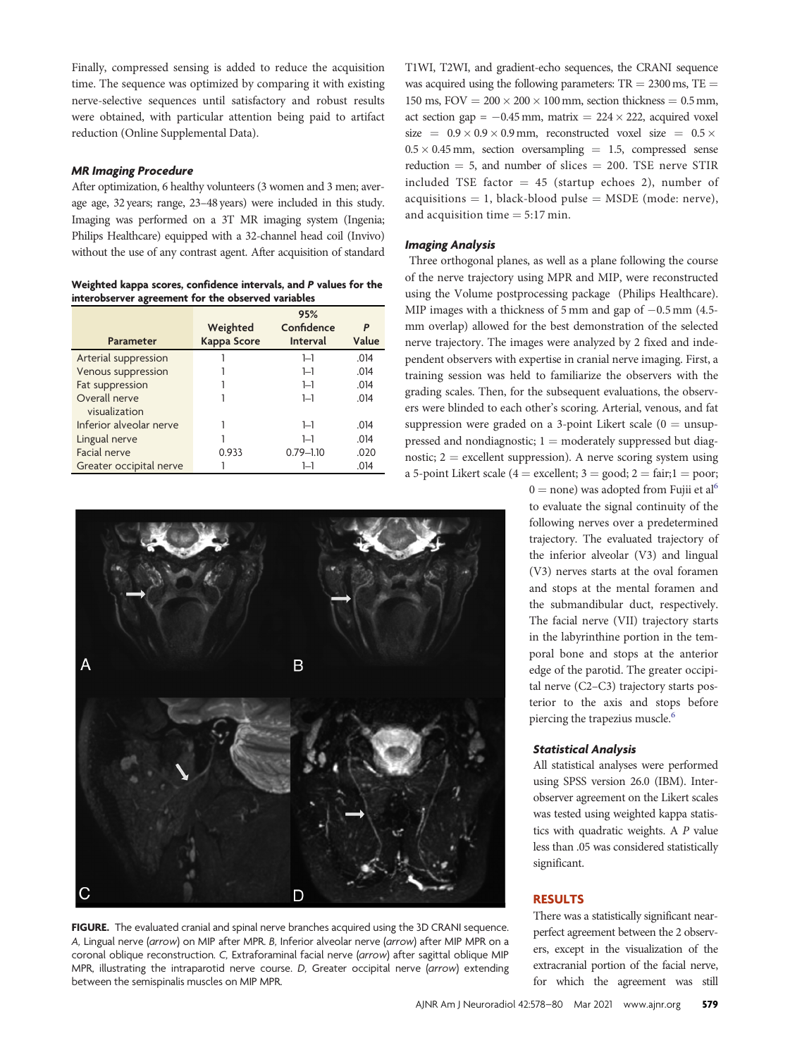Finally, compressed sensing is added to reduce the acquisition time. The sequence was optimized by comparing it with existing nerve-selective sequences until satisfactory and robust results were obtained, with particular attention being paid to artifact reduction (Online Supplemental Data).

### MR Imaging Procedure

After optimization, 6 healthy volunteers (3 women and 3 men; average age, 32 years; range, 23–48 years) were included in this study. Imaging was performed on a 3T MR imaging system (Ingenia; Philips Healthcare) equipped with a 32-channel head coil (Invivo) without the use of any contrast agent. After acquisition of standard T1WI, T2WI, and gradient-echo sequences, the CRANI sequence was acquired using the following parameters: TR = 2300 ms, TE = 150 ms, FOV = 200 × 200 × 100 mm, section thickness = 0.5 mm, act section gap = −0.45 mm, matrix = 224 × 222, acquired voxel size = 0.9 × 0.9 × 0.9 mm, reconstructed voxel size = 0.5 × 0.5 × 0.45 mm, section oversampling = 1.5, compressed sense reduction = 5, and number of slices = 200. TSE nerve STIR included TSE factor = 45 (startup echoes 2), number of acquisitions = 1, black-blood pulse = MSDE (mode: nerve), and acquisition time = 5:17 min.

**Weighted kappa scores, confidence intervals, and *P* values for the interobserver agreement for the observed variables**

| Parameter | Weighted Kappa Score | 95% Confidence Interval | *P* Value |
|---|---|---|---|
| Arterial suppression | 1 | 1–1 | .014 |
| Venous suppression | 1 | 1–1 | .014 |
| Fat suppression | 1 | 1–1 | .014 |
| Overall nerve visualization | 1 | 1–1 | .014 |
| Inferior alveolar nerve | 1 | 1–1 | .014 |
| Lingual nerve | 1 | 1–1 | .014 |
| Facial nerve | 0.933 | 0.79–1.10 | .020 |
| Greater occipital nerve | 1 | 1–1 | .014 |

### Imaging Analysis

Three orthogonal planes, as well as a plane following the course of the nerve trajectory using MPR and MIP, were reconstructed using the Volume postprocessing package (Philips Healthcare). MIP images with a thickness of 5 mm and gap of −0.5 mm (4.5-mm overlap) allowed for the best demonstration of the selected nerve trajectory. The images were analyzed by 2 fixed and independent observers with expertise in cranial nerve imaging. First, a training session was held to familiarize the observers with the grading scales. Then, for the subsequent evaluations, the observers were blinded to each other's scoring. Arterial, venous, and fat suppression were graded on a 3-point Likert scale (0 = unsuppressed and nondiagnostic; 1 = moderately suppressed but diagnostic; 2 = excellent suppression). A nerve scoring system using a 5-point Likert scale (4 = excellent; 3 = good; 2 = fair; 1 = poor; 0 = none) was adopted from Fujii et al[6] to evaluate the signal continuity of the following nerves over a predetermined trajectory. The evaluated trajectory of the inferior alveolar (V3) and lingual (V3) nerves starts at the oval foramen and stops at the mental foramen and the submandibular duct, respectively. The facial nerve (VII) trajectory starts in the labyrinthine portion in the temporal bone and stops at the anterior edge of the parotid. The greater occipital nerve (C2–C3) trajectory starts posterior to the axis and stops before piercing the trapezius muscle.[6]

**FIGURE.** The evaluated cranial and spinal nerve branches acquired using the 3D CRANI sequence. *A*, Lingual nerve (*arrow*) on MIP after MPR. *B*, Inferior alveolar nerve (*arrow*) after MIP MPR on a coronal oblique reconstruction. *C*, Extraforaminal facial nerve (*arrow*) after sagittal oblique MIP MPR, illustrating the intraparotid nerve course. *D*, Greater occipital nerve (*arrow*) extending between the semispinalis muscles on MIP MPR.

### Statistical Analysis

All statistical analyses were performed using SPSS version 26.0 (IBM). Interobserver agreement on the Likert scales was tested using weighted kappa statistics with quadratic weights. A *P* value less than .05 was considered statistically significant.

## RESULTS

There was a statistically significant near-perfect agreement between the 2 observers, except in the visualization of the extracranial portion of the facial nerve, for which the agreement was still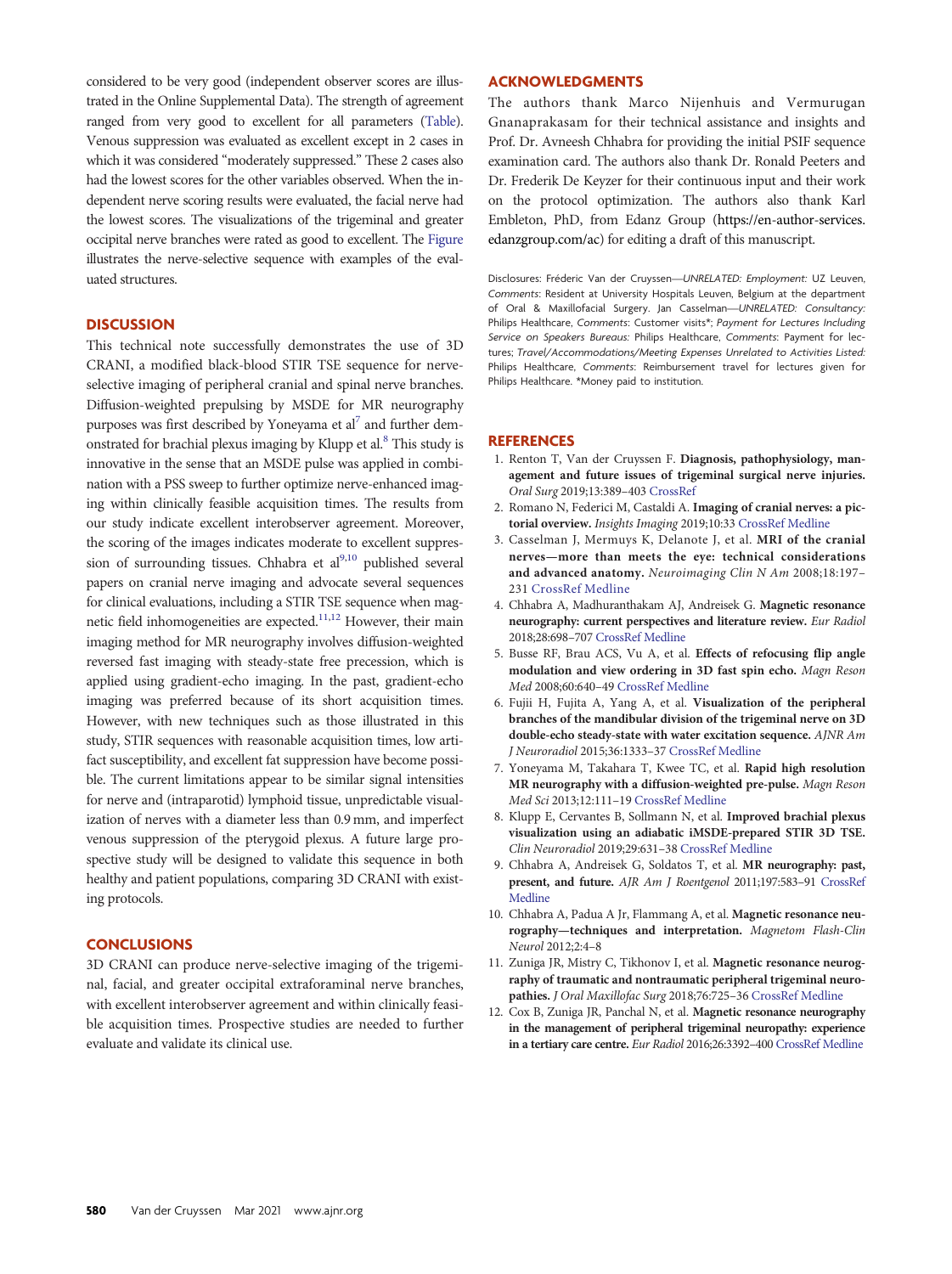considered to be very good (independent observer scores are illustrated in the Online Supplemental Data). The strength of agreement ranged from very good to excellent for all parameters (Table). Venous suppression was evaluated as excellent except in 2 cases in which it was considered "moderately suppressed." These 2 cases also had the lowest scores for the other variables observed. When the independent nerve scoring results were evaluated, the facial nerve had the lowest scores. The visualizations of the trigeminal and greater occipital nerve branches were rated as good to excellent. The Figure illustrates the nerve-selective sequence with examples of the evaluated structures.

## DISCUSSION

This technical note successfully demonstrates the use of 3D CRANI, a modified black-blood STIR TSE sequence for nerve-selective imaging of peripheral cranial and spinal nerve branches. Diffusion-weighted prepulsing by MSDE for MR neurography purposes was first described by Yoneyama et al[7] and further demonstrated for brachial plexus imaging by Klupp et al.[8] This study is innovative in the sense that an MSDE pulse was applied in combination with a PSS sweep to further optimize nerve-enhanced imaging within clinically feasible acquisition times. The results from our study indicate excellent interobserver agreement. Moreover, the scoring of the images indicates moderate to excellent suppression of surrounding tissues. Chhabra et al[9,10] published several papers on cranial nerve imaging and advocate several sequences for clinical evaluations, including a STIR TSE sequence when magnetic field inhomogeneities are expected.[11,12] However, their main imaging method for MR neurography involves diffusion-weighted reversed fast imaging with steady-state free precession, which is applied using gradient-echo imaging. In the past, gradient-echo imaging was preferred because of its short acquisition times. However, with new techniques such as those illustrated in this study, STIR sequences with reasonable acquisition times, low artifact susceptibility, and excellent fat suppression have become possible. The current limitations appear to be similar signal intensities for nerve and (intraparotid) lymphoid tissue, unpredictable visualization of nerves with a diameter less than 0.9 mm, and imperfect venous suppression of the pterygoid plexus. A future large prospective study will be designed to validate this sequence in both healthy and patient populations, comparing 3D CRANI with existing protocols.

## CONCLUSIONS

3D CRANI can produce nerve-selective imaging of the trigeminal, facial, and greater occipital extraforaminal nerve branches, with excellent interobserver agreement and within clinically feasible acquisition times. Prospective studies are needed to further evaluate and validate its clinical use.

## ACKNOWLEDGMENTS

The authors thank Marco Nijenhuis and Vermurugan Gnanaprakasam for their technical assistance and insights and Prof. Dr. Avneesh Chhabra for providing the initial PSIF sequence examination card. The authors also thank Dr. Ronald Peeters and Dr. Frederik De Keyzer for their continuous input and their work on the protocol optimization. The authors also thank Karl Embleton, PhD, from Edanz Group (https://en-author-services.edanzgroup.com/ac) for editing a draft of this manuscript.

Disclosures: Fréderic Van der Cruyssen—*UNRELATED: Employment:* UZ Leuven, *Comments*: Resident at University Hospitals Leuven, Belgium at the department of Oral & Maxillofacial Surgery. Jan Casselman—*UNRELATED: Consultancy:* Philips Healthcare, *Comments*: Customer visits*; *Payment for Lectures Including Service on Speakers Bureaus:* Philips Healthcare, *Comments*: Payment for lectures; *Travel/Accommodations/Meeting Expenses Unrelated to Activities Listed:* Philips Healthcare, *Comments*: Reimbursement travel for lectures given for Philips Healthcare. *Money paid to institution.

## REFERENCES

1. Renton T, Van der Cruyssen F. **Diagnosis, pathophysiology, management and future issues of trigeminal surgical nerve injuries.** *Oral Surg* 2019;13:389–403 CrossRef
2. Romano N, Federici M, Castaldi A. **Imaging of cranial nerves: a pictorial overview.** *Insights Imaging* 2019;10:33 CrossRef Medline
3. Casselman J, Mermuys K, Delanote J, et al. **MRI of the cranial nerves—more than meets the eye: technical considerations and advanced anatomy.** *Neuroimaging Clin N Am* 2008;18:197–231 CrossRef Medline
4. Chhabra A, Madhuranthakam AJ, Andreisek G. **Magnetic resonance neurography: current perspectives and literature review.** *Eur Radiol* 2018;28:698–707 CrossRef Medline
5. Busse RF, Brau ACS, Vu A, et al. **Effects of refocusing flip angle modulation and view ordering in 3D fast spin echo.** *Magn Reson Med* 2008;60:640–49 CrossRef Medline
6. Fujii H, Fujita A, Yang A, et al. **Visualization of the peripheral branches of the mandibular division of the trigeminal nerve on 3D double-echo steady-state with water excitation sequence.** *AJNR Am J Neuroradiol* 2015;36:1333–37 CrossRef Medline
7. Yoneyama M, Takahara T, Kwee TC, et al. **Rapid high resolution MR neurography with a diffusion-weighted pre-pulse.** *Magn Reson Med Sci* 2013;12:111–19 CrossRef Medline
8. Klupp E, Cervantes B, Sollmann N, et al. **Improved brachial plexus visualization using an adiabatic iMSDE-prepared STIR 3D TSE.** *Clin Neuroradiol* 2019;29:631–38 CrossRef Medline
9. Chhabra A, Andreisek G, Soldatos T, et al. **MR neurography: past, present, and future.** *AJR Am J Roentgenol* 2011;197:583–91 CrossRef Medline
10. Chhabra A, Padua A Jr, Flammang A, et al. **Magnetic resonance neurography—techniques and interpretation.** *Magnetom Flash-Clin Neurol* 2012;2:4–8
11. Zuniga JR, Mistry C, Tikhonov I, et al. **Magnetic resonance neurography of traumatic and nontraumatic peripheral trigeminal neuropathies.** *J Oral Maxillofac Surg* 2018;76:725–36 CrossRef Medline
12. Cox B, Zuniga JR, Panchal N, et al. **Magnetic resonance neurography in the management of peripheral trigeminal neuropathy: experience in a tertiary care centre.** *Eur Radiol* 2016;26:3392–400 CrossRef Medline